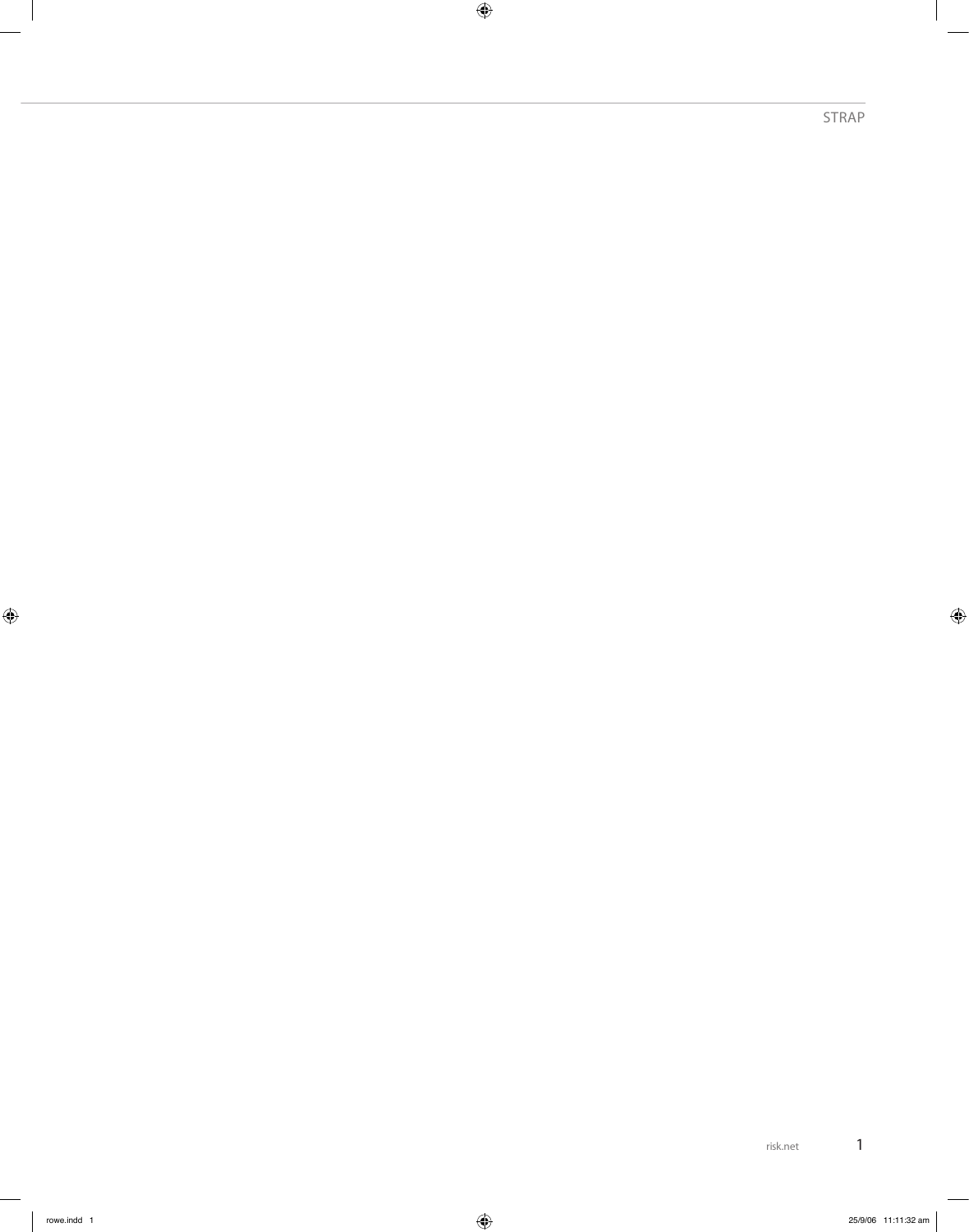STRAP

 $\bigoplus$ 

 $\bigoplus$ 

 $\bigoplus$